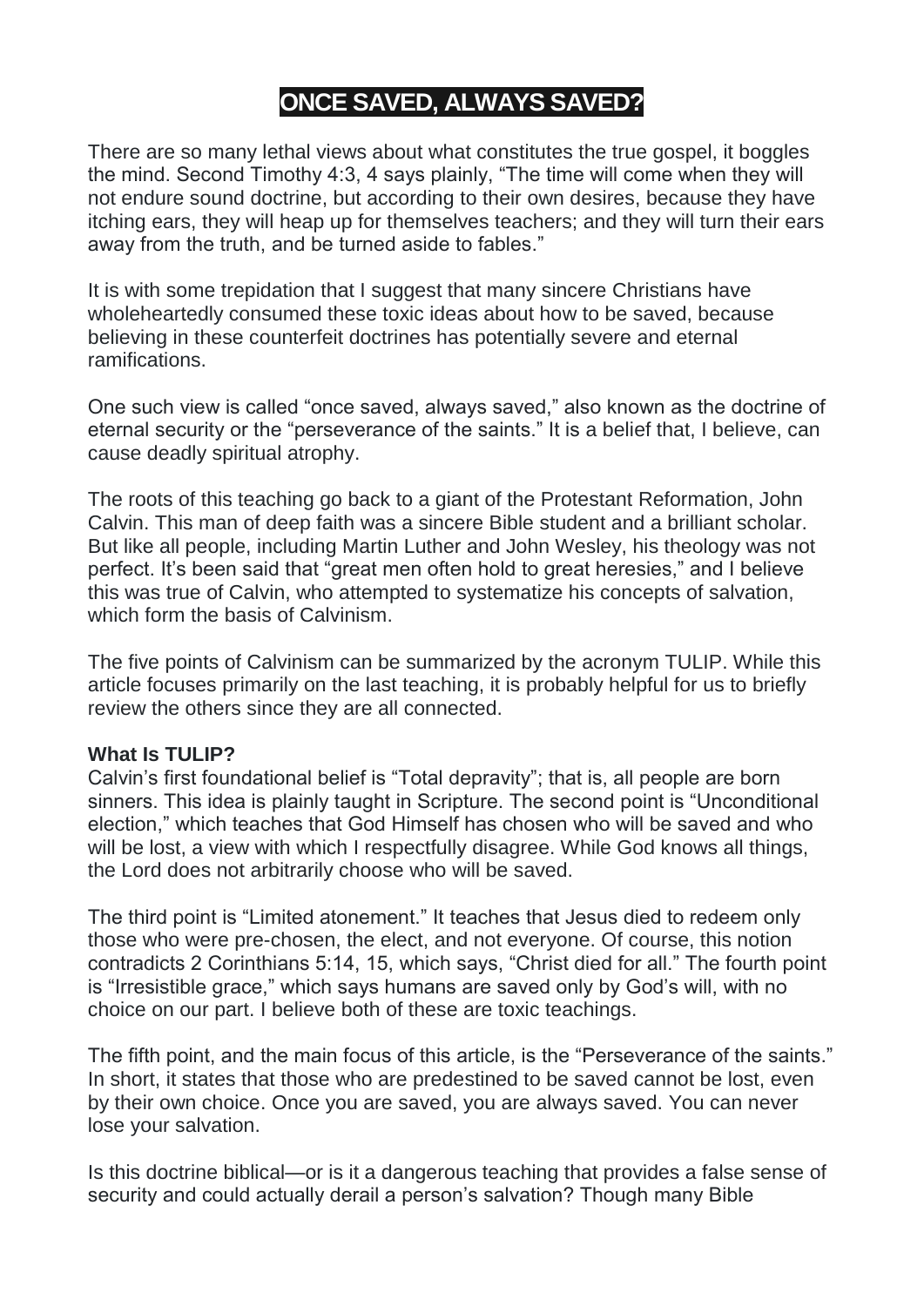# ONCE SAVED, ALWAYS SAVED?

There are so many lethal views about what constitutes the true gospel, it boggles the mind. Second Timothy 4:3, 4 says plainly, "The time will come when they will not endure sound doctrine, but according to their own desires, because they have itching ears, they will heap up for themselves teachers; and they will turn their ears away from the truth, and be turned aside to fables."

It is with some trepidation that I suggest that many sincere Christians have wholeheartedly consumed these toxic ideas about how to be saved, because believing in these counterfeit doctrines has potentially severe and eternal ramifications.

One such view is called "once saved, always saved," also known as the doctrine of eternal security or the "perseverance of the saints." It is a belief that, I believe, can cause deadly spiritual atrophy.

The roots of this teaching go back to a giant of the Protestant Reformation, John Calvin. This man of deep faith was a sincere Bible student and a brilliant scholar. But like all people, including Martin Luther and John Wesley, his theology was not perfect. It's been said that "great men often hold to great heresies," and I believe this was true of Calvin, who attempted to systematize his concepts of salvation, which form the basis of Calvinism.

The five points of Calvinism can be summarized by the acronym TULIP. While this article focuses primarily on the last teaching, it is probably helpful for us to briefly review the others since they are all connected.

**What Is TULIP?**

Calvin's first foundational belief is "Total depravity"; that is, all people are born sinners. This idea is plainly taught in Scripture. The second point is "Unconditional election," which teaches that God Himself has chosen who will be saved and who will be lost, a view with which I respectfully disagree. While God knows all things, the Lord does not arbitrarily choose who will be saved.

The third point is "Limited atonement." It teaches that Jesus died to redeem only those who were pre-chosen, the elect, and not everyone. Of course, this notion contradicts 2 Corinthians 5:14, 15, which says, "Christ died for all." The fourth point is "Irresistible grace," which says humans are saved only by God's will, with no choice on our part. I believe both of these are toxic teachings.

The fifth point, and the main focus of this article, is the "Perseverance of the saints." In short, it states that those who are predestined to be saved cannot be lost, even by their own choice. Once you are saved, you are always saved. You can never lose your salvation.

Is this doctrine biblical—or is it a dangerous teaching that provides a false sense of security and could actually derail a person's salvation? Though many Bible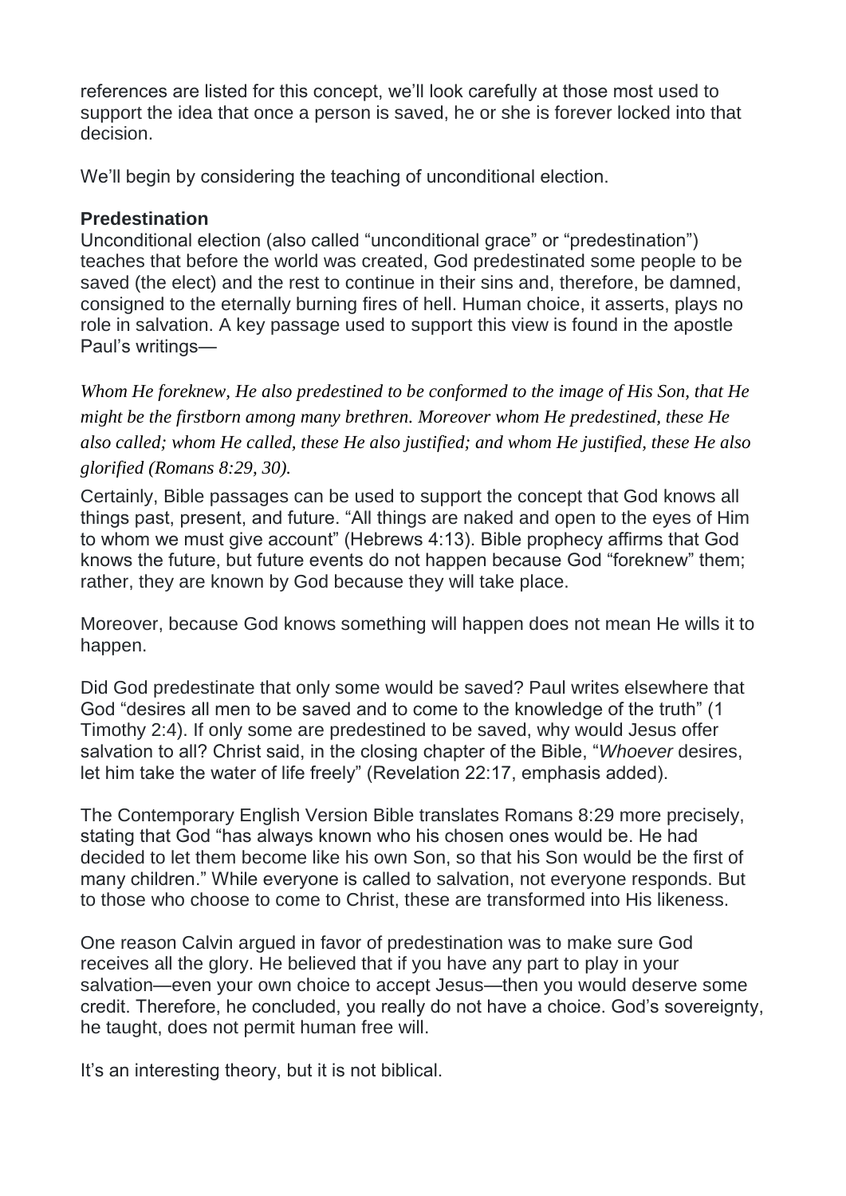references are listed for this concept, we'll look carefully at those most used to support the idea that once a person is saved, he or she is forever locked into that decision.

We'll begin by considering the teaching of unconditional election.

**Predestination**

Unconditional election (also called "unconditional grace" or "predestination") teaches that before the world was created, God predestinated some people to be saved (the elect) and the rest to continue in their sins and, therefore, be damned, consigned to the eternally burning fires of hell. Human choice, it asserts, plays no role in salvation. A key passage used to support this view is found in the apostle Paul's writings—

*Whom He foreknew, He also predestined to be conformed to the image of His Son, that He might be the firstborn among many brethren. Moreover whom He predestined, these He also called; whom He called, these He also justified; and whom He justified, these He also glorified (Romans 8:29, 30).*

Certainly, Bible passages can be used to support the concept that God knows all things past, present, and future. "All things are naked and open to the eyes of Him to whom we must give account" (Hebrews 4:13). Bible prophecy affirms that God knows the future, but future events do not happen because God "foreknew" them; rather, they are known by God because they will take place.

Moreover, because God knows something will happen does not mean He wills it to happen.

Did God predestinate that only some would be saved? Paul writes elsewhere that God "desires all men to be saved and to come to the knowledge of the truth" (1 Timothy 2:4). If only some are predestined to be saved, why would Jesus offer salvation to all? Christ said, in the closing chapter of the Bible, "*Whoever* desires, let him take the water of life freely" (Revelation 22:17, emphasis added).

The Contemporary English Version Bible translates Romans 8:29 more precisely, stating that God "has always known who his chosen ones would be. He had decided to let them become like his own Son, so that his Son would be the first of many children." While everyone is called to salvation, not everyone responds. But to those who choose to come to Christ, these are transformed into His likeness.

One reason Calvin argued in favor of predestination was to make sure God receives all the glory. He believed that if you have any part to play in your salvation—even your own choice to accept Jesus—then you would deserve some credit. Therefore, he concluded, you really do not have a choice. God's sovereignty, he taught, does not permit human free will.

It's an interesting theory, but it is not biblical.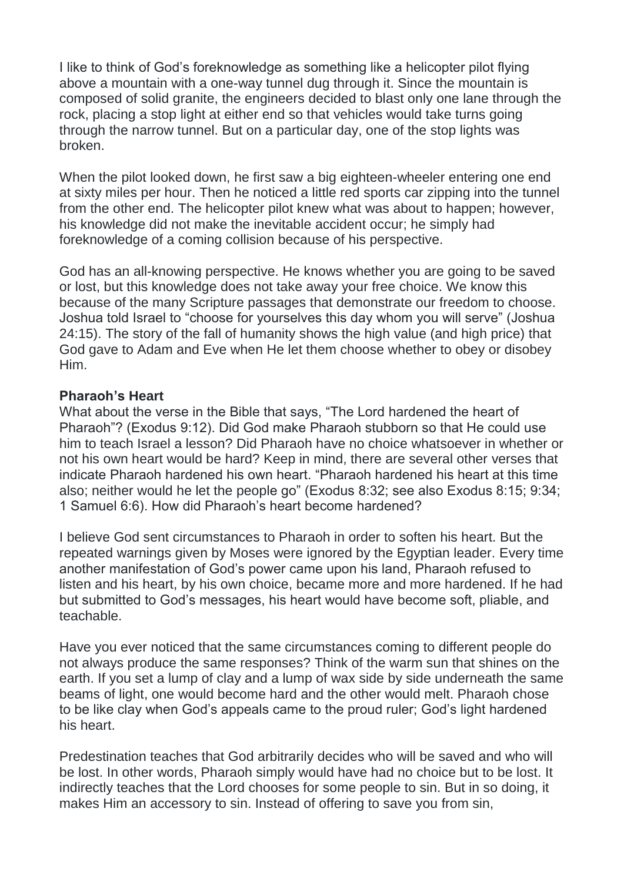I like to think of God's foreknowledge as something like a helicopter pilot flying above a mountain with a one-way tunnel dug through it. Since the mountain is composed of solid granite, the engineers decided to blast only one lane through the rock, placing a stop light at either end so that vehicles would take turns going through the narrow tunnel. But on a particular day, one of the stop lights was broken.

When the pilot looked down, he first saw a big eighteen-wheeler entering one end at sixty miles per hour. Then he noticed a little red sports car zipping into the tunnel from the other end. The helicopter pilot knew what was about to happen; however, his knowledge did not make the inevitable accident occur; he simply had foreknowledge of a coming collision because of his perspective.

God has an all-knowing perspective. He knows whether you are going to be saved or lost, but this knowledge does not take away your free choice. We know this because of the many Scripture passages that demonstrate our freedom to choose. Joshua told Israel to "choose for yourselves this day whom you will serve" (Joshua 24:15). The story of the fall of humanity shows the high value (and high price) that God gave to Adam and Eve when He let them choose whether to obey or disobey Him.

**Pharaoh's Heart**

What about the verse in the Bible that says, "The Lord hardened the heart of Pharaoh"? (Exodus 9:12). Did God make Pharaoh stubborn so that He could use him to teach Israel a lesson? Did Pharaoh have no choice whatsoever in whether or not his own heart would be hard? Keep in mind, there are several other verses that indicate Pharaoh hardened his own heart. "Pharaoh hardened his heart at this time also; neither would he let the people go" (Exodus 8:32; see also Exodus 8:15; 9:34; 1 Samuel 6:6). How did Pharaoh's heart become hardened?

I believe God sent circumstances to Pharaoh in order to soften his heart. But the repeated warnings given by Moses were ignored by the Egyptian leader. Every time another manifestation of God's power came upon his land, Pharaoh refused to listen and his heart, by his own choice, became more and more hardened. If he had but submitted to God's messages, his heart would have become soft, pliable, and teachable.

Have you ever noticed that the same circumstances coming to different people do not always produce the same responses? Think of the warm sun that shines on the earth. If you set a lump of clay and a lump of wax side by side underneath the same beams of light, one would become hard and the other would melt. Pharaoh chose to be like clay when God's appeals came to the proud ruler; God's light hardened his heart.

Predestination teaches that God arbitrarily decides who will be saved and who will be lost. In other words, Pharaoh simply would have had no choice but to be lost. It indirectly teaches that the Lord chooses for some people to sin. But in so doing, it makes Him an accessory to sin. Instead of offering to save you from sin,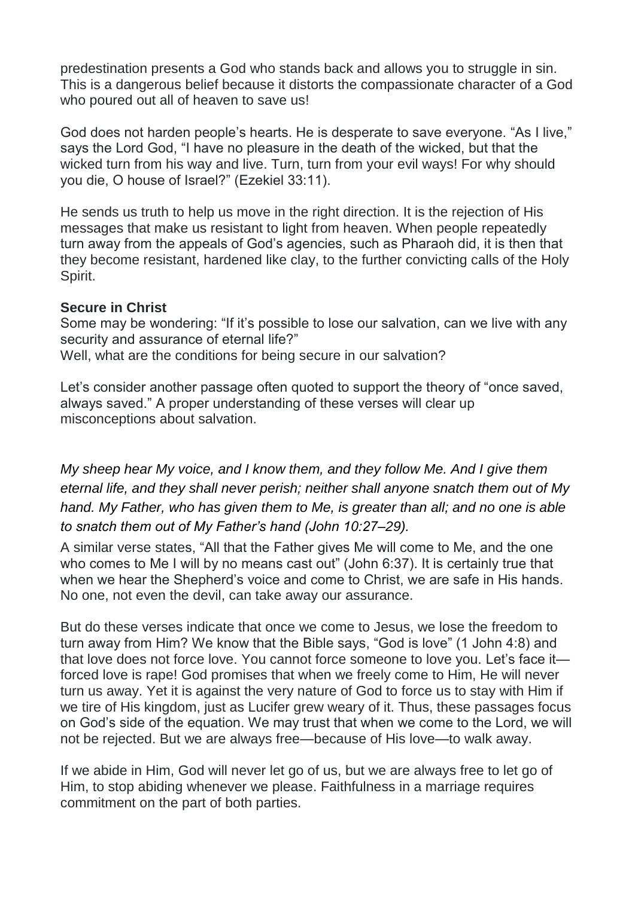predestination presents a God who stands back and allows you to struggle in sin. This is a dangerous belief because it distorts the compassionate character of a God who poured out all of heaven to save us!

God does not harden people's hearts. He is desperate to save everyone. "As I live," says the Lord God, "I have no pleasure in the death of the wicked, but that the wicked turn from his way and live. Turn, turn from your evil ways! For why should you die, O house of Israel?" (Ezekiel 33:11).

He sends us truth to help us move in the right direction. It is the rejection of His messages that make us resistant to light from heaven. When people repeatedly turn away from the appeals of God's agencies, such as Pharaoh did, it is then that they become resistant, hardened like clay, to the further convicting calls of the Holy Spirit.

**Secure in Christ**

Some may be wondering: "If it's possible to lose our salvation, can we live with any security and assurance of eternal life?"
Well, what are the conditions for being secure in our salvation?

Let's consider another passage often quoted to support the theory of "once saved, always saved." A proper understanding of these verses will clear up misconceptions about salvation.

*My sheep hear My voice, and I know them, and they follow Me. And I give them eternal life, and they shall never perish; neither shall anyone snatch them out of My hand. My Father, who has given them to Me, is greater than all; and no one is able to snatch them out of My Father's hand (John 10:27–29).*

A similar verse states, "All that the Father gives Me will come to Me, and the one who comes to Me I will by no means cast out" (John 6:37). It is certainly true that when we hear the Shepherd's voice and come to Christ, we are safe in His hands. No one, not even the devil, can take away our assurance.

But do these verses indicate that once we come to Jesus, we lose the freedom to turn away from Him? We know that the Bible says, "God is love" (1 John 4:8) and that love does not force love. You cannot force someone to love you. Let's face it—forced love is rape! God promises that when we freely come to Him, He will never turn us away. Yet it is against the very nature of God to force us to stay with Him if we tire of His kingdom, just as Lucifer grew weary of it. Thus, these passages focus on God's side of the equation. We may trust that when we come to the Lord, we will not be rejected. But we are always free—because of His love—to walk away.

If we abide in Him, God will never let go of us, but we are always free to let go of Him, to stop abiding whenever we please. Faithfulness in a marriage requires commitment on the part of both parties.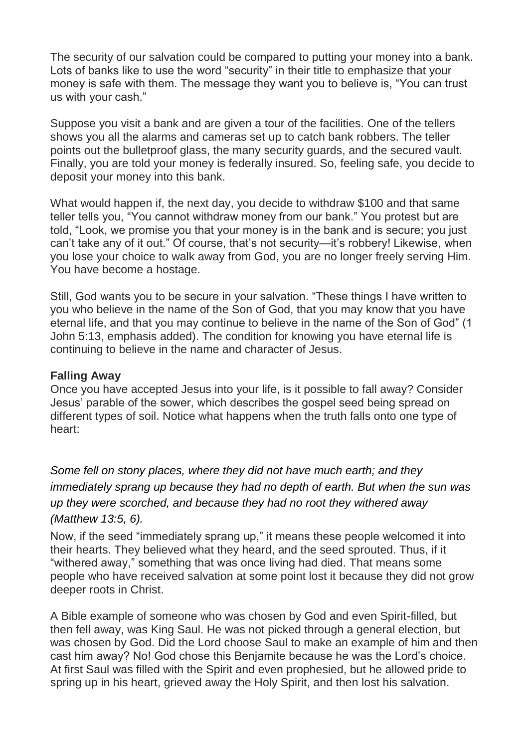The security of our salvation could be compared to putting your money into a bank. Lots of banks like to use the word "security" in their title to emphasize that your money is safe with them. The message they want you to believe is, "You can trust us with your cash."

Suppose you visit a bank and are given a tour of the facilities. One of the tellers shows you all the alarms and cameras set up to catch bank robbers. The teller points out the bulletproof glass, the many security guards, and the secured vault. Finally, you are told your money is federally insured. So, feeling safe, you decide to deposit your money into this bank.

What would happen if, the next day, you decide to withdraw $100 and that same teller tells you, "You cannot withdraw money from our bank." You protest but are told, "Look, we promise you that your money is in the bank and is secure; you just can't take any of it out." Of course, that's not security—it's robbery! Likewise, when you lose your choice to walk away from God, you are no longer freely serving Him. You have become a hostage.

Still, God wants you to be secure in your salvation. "These things I have written to you who believe in the name of the Son of God, that you may know that you have eternal life, and that you may continue to believe in the name of the Son of God" (1 John 5:13, emphasis added). The condition for knowing you have eternal life is continuing to believe in the name and character of Jesus.

**Falling Away**

Once you have accepted Jesus into your life, is it possible to fall away? Consider Jesus' parable of the sower, which describes the gospel seed being spread on different types of soil. Notice what happens when the truth falls onto one type of heart:

*Some fell on stony places, where they did not have much earth; and they immediately sprang up because they had no depth of earth. But when the sun was up they were scorched, and because they had no root they withered away (Matthew 13:5, 6).*

Now, if the seed "immediately sprang up," it means these people welcomed it into their hearts. They believed what they heard, and the seed sprouted. Thus, if it "withered away," something that was once living had died. That means some people who have received salvation at some point lost it because they did not grow deeper roots in Christ.

A Bible example of someone who was chosen by God and even Spirit-filled, but then fell away, was King Saul. He was not picked through a general election, but was chosen by God. Did the Lord choose Saul to make an example of him and then cast him away? No! God chose this Benjamite because he was the Lord's choice. At first Saul was filled with the Spirit and even prophesied, but he allowed pride to spring up in his heart, grieved away the Holy Spirit, and then lost his salvation.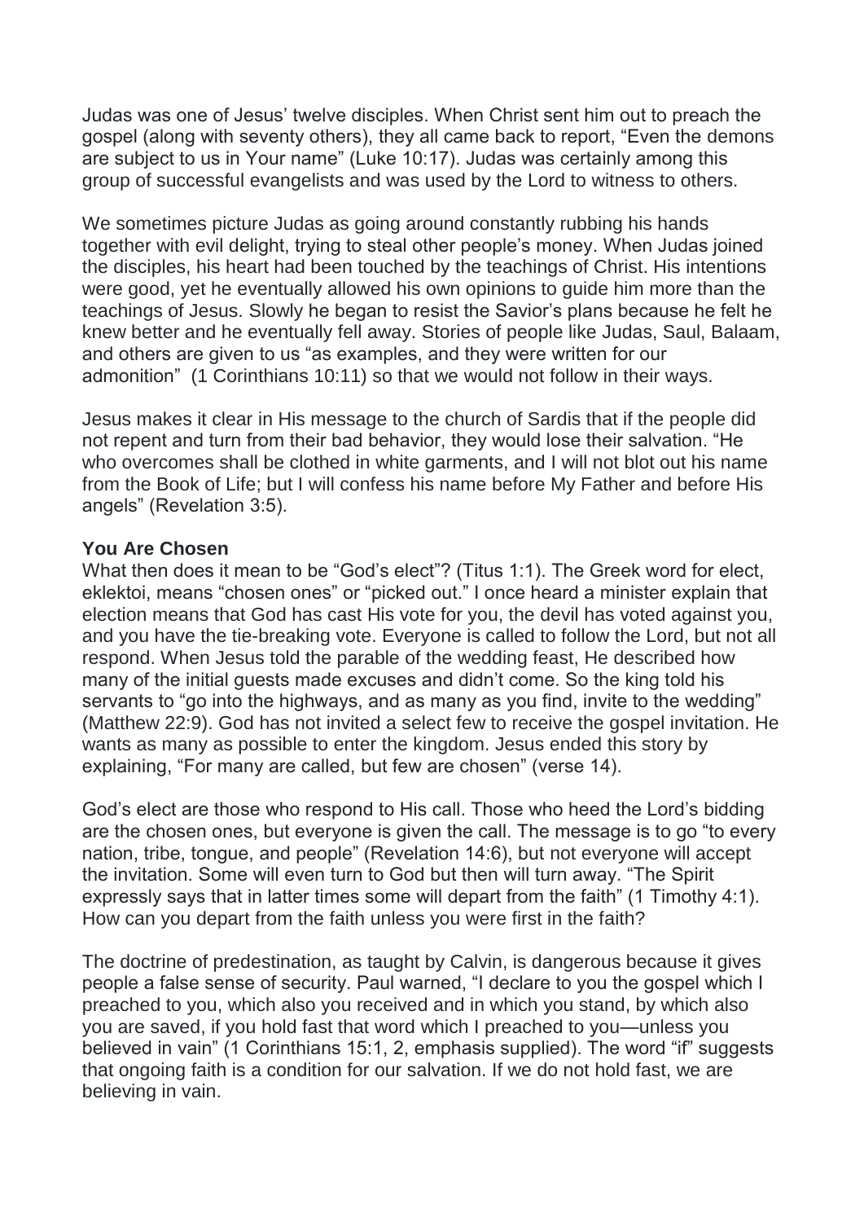Judas was one of Jesus' twelve disciples. When Christ sent him out to preach the gospel (along with seventy others), they all came back to report, "Even the demons are subject to us in Your name" (Luke 10:17). Judas was certainly among this group of successful evangelists and was used by the Lord to witness to others.

We sometimes picture Judas as going around constantly rubbing his hands together with evil delight, trying to steal other people's money. When Judas joined the disciples, his heart had been touched by the teachings of Christ. His intentions were good, yet he eventually allowed his own opinions to guide him more than the teachings of Jesus. Slowly he began to resist the Savior's plans because he felt he knew better and he eventually fell away. Stories of people like Judas, Saul, Balaam, and others are given to us "as examples, and they were written for our admonition" (1 Corinthians 10:11) so that we would not follow in their ways.

Jesus makes it clear in His message to the church of Sardis that if the people did not repent and turn from their bad behavior, they would lose their salvation. "He who overcomes shall be clothed in white garments, and I will not blot out his name from the Book of Life; but I will confess his name before My Father and before His angels" (Revelation 3:5).

**You Are Chosen**

What then does it mean to be "God's elect"? (Titus 1:1). The Greek word for elect, eklektoi, means "chosen ones" or "picked out." I once heard a minister explain that election means that God has cast His vote for you, the devil has voted against you, and you have the tie-breaking vote. Everyone is called to follow the Lord, but not all respond. When Jesus told the parable of the wedding feast, He described how many of the initial guests made excuses and didn't come. So the king told his servants to "go into the highways, and as many as you find, invite to the wedding" (Matthew 22:9). God has not invited a select few to receive the gospel invitation. He wants as many as possible to enter the kingdom. Jesus ended this story by explaining, "For many are called, but few are chosen" (verse 14).

God's elect are those who respond to His call. Those who heed the Lord's bidding are the chosen ones, but everyone is given the call. The message is to go "to every nation, tribe, tongue, and people" (Revelation 14:6), but not everyone will accept the invitation. Some will even turn to God but then will turn away. "The Spirit expressly says that in latter times some will depart from the faith" (1 Timothy 4:1). How can you depart from the faith unless you were first in the faith?

The doctrine of predestination, as taught by Calvin, is dangerous because it gives people a false sense of security. Paul warned, "I declare to you the gospel which I preached to you, which also you received and in which you stand, by which also you are saved, if you hold fast that word which I preached to you—unless you believed in vain" (1 Corinthians 15:1, 2, emphasis supplied). The word "if" suggests that ongoing faith is a condition for our salvation. If we do not hold fast, we are believing in vain.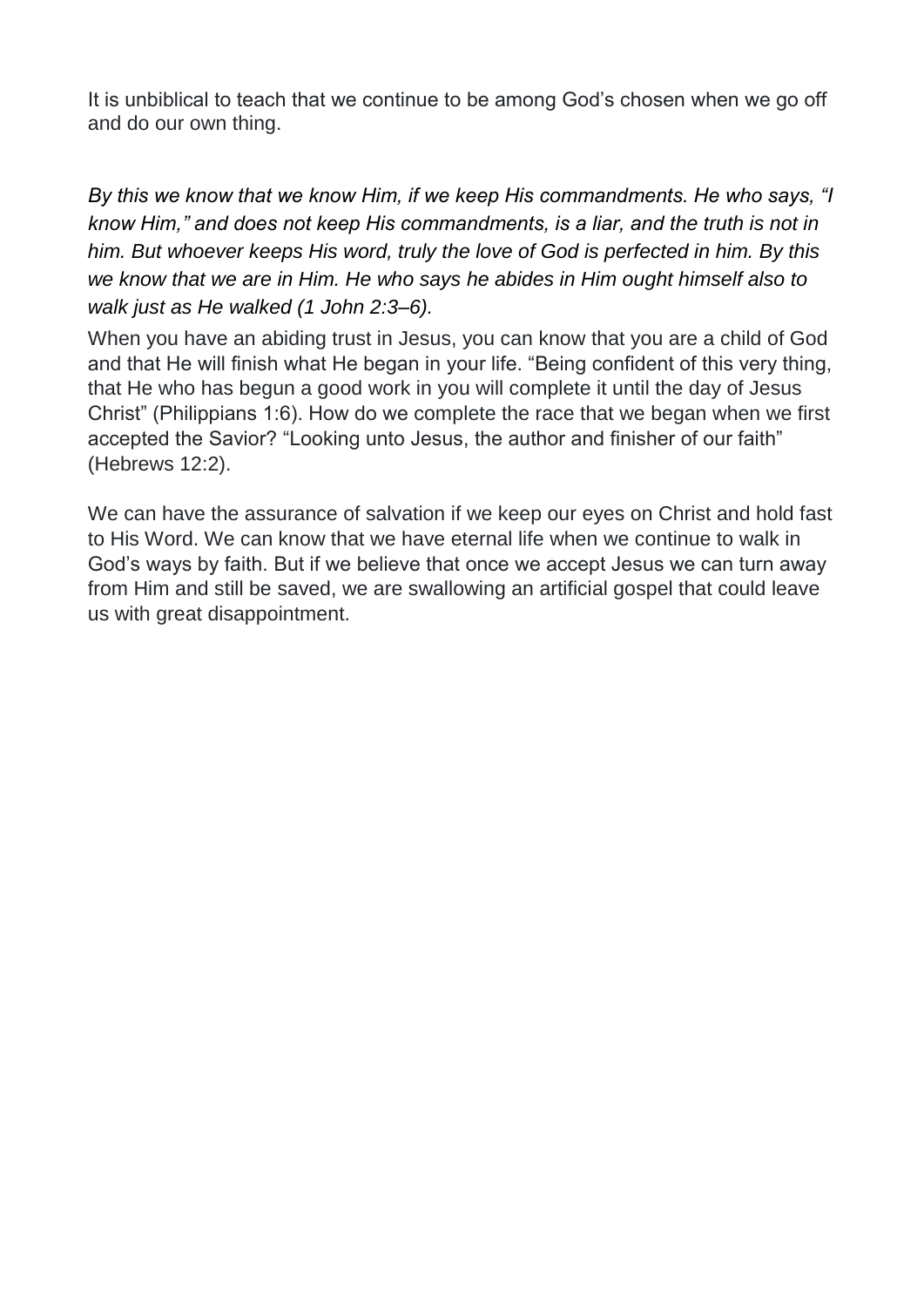It is unbiblical to teach that we continue to be among God's chosen when we go off and do our own thing.

*By this we know that we know Him, if we keep His commandments. He who says, "I know Him," and does not keep His commandments, is a liar, and the truth is not in him. But whoever keeps His word, truly the love of God is perfected in him. By this we know that we are in Him. He who says he abides in Him ought himself also to walk just as He walked (1 John 2:3–6).*

When you have an abiding trust in Jesus, you can know that you are a child of God and that He will finish what He began in your life. "Being confident of this very thing, that He who has begun a good work in you will complete it until the day of Jesus Christ" (Philippians 1:6). How do we complete the race that we began when we first accepted the Savior? "Looking unto Jesus, the author and finisher of our faith" (Hebrews 12:2).

We can have the assurance of salvation if we keep our eyes on Christ and hold fast to His Word. We can know that we have eternal life when we continue to walk in God's ways by faith. But if we believe that once we accept Jesus we can turn away from Him and still be saved, we are swallowing an artificial gospel that could leave us with great disappointment.